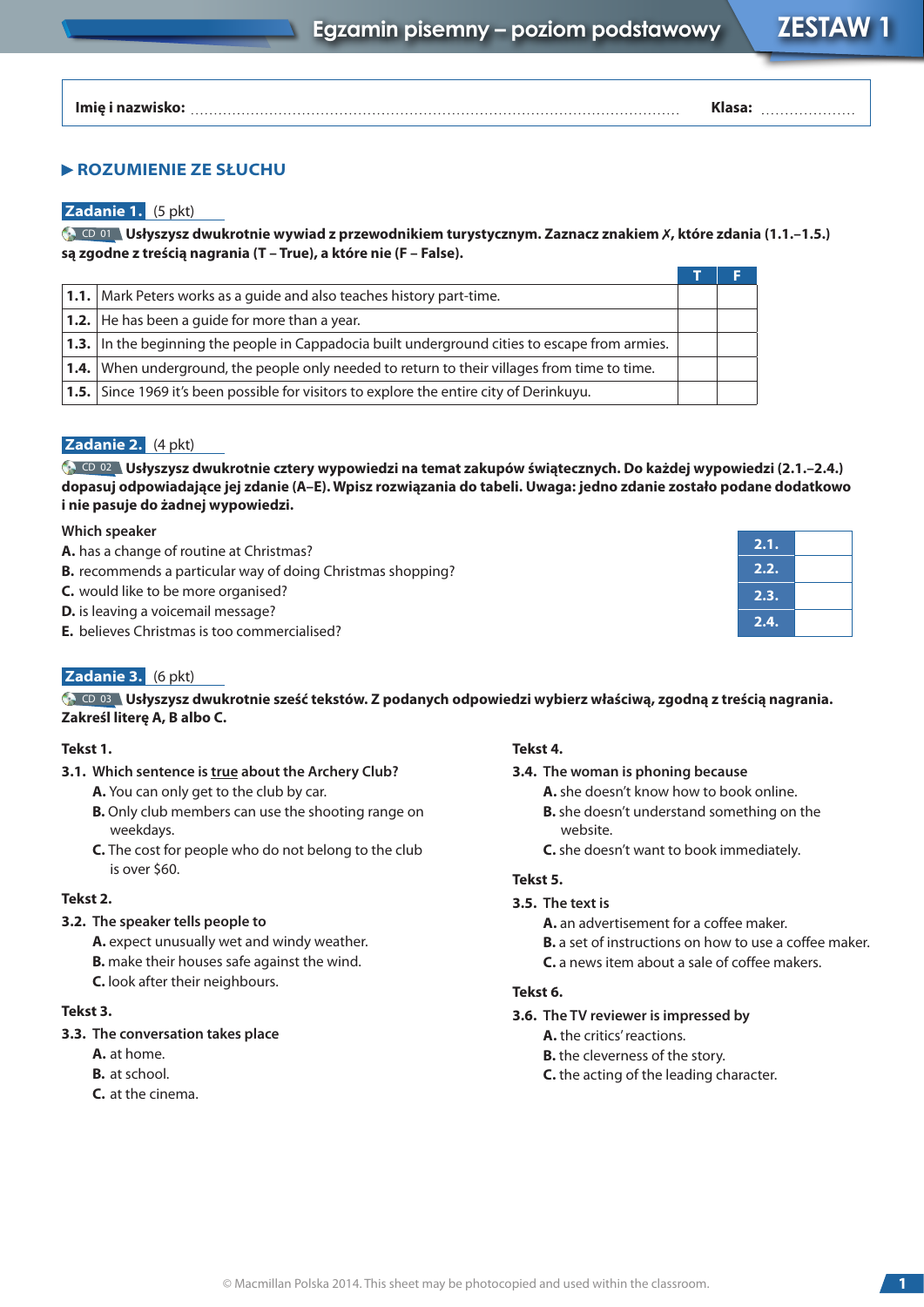# Egzamin pisemny – poziom podstawowy

# ZESTAW 1

**Imię i nazwisko:** ........................................................................................................ **Klasa:** ....................

## ▶ ROZUMIENIE ZE SŁUCHU

### Zadanie 1. (5 pkt)

CD 01 **Usłyszysz dwukrotnie wywiad z przewodnikiem turystycznym. Zaznacz znakiem ✗, które zdania (1.1.–1.5.) są zgodne z treścią nagrania (T – True), a które nie (F – False).**

| | | T | F |
|---|---|---|---|
| **1.1.** | Mark Peters works as a guide and also teaches history part-time. | | |
| **1.2.** | He has been a guide for more than a year. | | |
| **1.3.** | In the beginning the people in Cappadocia built underground cities to escape from armies. | | |
| **1.4.** | When underground, the people only needed to return to their villages from time to time. | | |
| **1.5.** | Since 1969 it's been possible for visitors to explore the entire city of Derinkuyu. | | |

### Zadanie 2. (4 pkt)

CD 02 **Usłyszysz dwukrotnie cztery wypowiedzi na temat zakupów świątecznych. Do każdej wypowiedzi (2.1.–2.4.) dopasuj odpowiadające jej zdanie (A–E). Wpisz rozwiązania do tabeli. Uwaga: jedno zdanie zostało podane dodatkowo i nie pasuje do żadnej wypowiedzi.**

Which speaker

**A.** has a change of routine at Christmas?
**B.** recommends a particular way of doing Christmas shopping?
**C.** would like to be more organised?
**D.** is leaving a voicemail message?
**E.** believes Christmas is too commercialised?

| | |
|---|---|
| **2.1.** | |
| **2.2.** | |
| **2.3.** | |
| **2.4.** | |

### Zadanie 3. (6 pkt)

CD 03 **Usłyszysz dwukrotnie sześć tekstów. Z podanych odpowiedzi wybierz właściwą, zgodną z treścią nagrania. Zakreśl literę A, B albo C.**

**Tekst 1.**

**3.1. Which sentence is <u>true</u> about the Archery Club?**
**A.** You can only get to the club by car.
**B.** Only club members can use the shooting range on weekdays.
**C.** The cost for people who do not belong to the club is over $60.

**Tekst 2.**

**3.2. The speaker tells people to**
**A.** expect unusually wet and windy weather.
**B.** make their houses safe against the wind.
**C.** look after their neighbours.

**Tekst 3.**

**3.3. The conversation takes place**
**A.** at home.
**B.** at school.
**C.** at the cinema.

**Tekst 4.**

**3.4. The woman is phoning because**
**A.** she doesn't know how to book online.
**B.** she doesn't understand something on the website.
**C.** she doesn't want to book immediately.

**Tekst 5.**

**3.5. The text is**
**A.** an advertisement for a coffee maker.
**B.** a set of instructions on how to use a coffee maker.
**C.** a news item about a sale of coffee makers.

**Tekst 6.**

**3.6. The TV reviewer is impressed by**
**A.** the critics' reactions.
**B.** the cleverness of the story.
**C.** the acting of the leading character.

© Macmillan Polska 2014. This sheet may be photocopied and used within the classroom.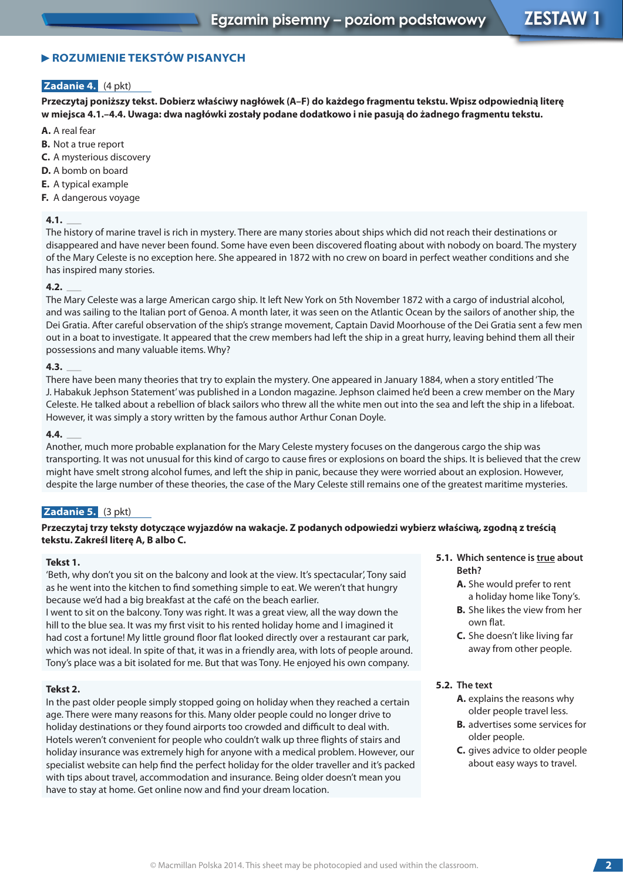## ▶ ROZUMIENIE TEKSTÓW PISANYCH

**Zadanie 4.** (4 pkt)

**Przeczytaj poniższy tekst. Dobierz właściwy nagłówek (A–F) do każdego fragmentu tekstu. Wpisz odpowiednią literę w miejsca 4.1.–4.4. Uwaga: dwa nagłówki zostały podane dodatkowo i nie pasują do żadnego fragmentu tekstu.**

**A.** A real fear
**B.** Not a true report
**C.** A mysterious discovery
**D.** A bomb on board
**E.** A typical example
**F.** A dangerous voyage

**4.1.** ___
The history of marine travel is rich in mystery. There are many stories about ships which did not reach their destinations or disappeared and have never been found. Some have even been discovered floating about with nobody on board. The mystery of the Mary Celeste is no exception here. She appeared in 1872 with no crew on board in perfect weather conditions and she has inspired many stories.

**4.2.** ___
The Mary Celeste was a large American cargo ship. It left New York on 5th November 1872 with a cargo of industrial alcohol, and was sailing to the Italian port of Genoa. A month later, it was seen on the Atlantic Ocean by the sailors of another ship, the Dei Gratia. After careful observation of the ship's strange movement, Captain David Moorhouse of the Dei Gratia sent a few men out in a boat to investigate. It appeared that the crew members had left the ship in a great hurry, leaving behind them all their possessions and many valuable items. Why?

**4.3.** ___
There have been many theories that try to explain the mystery. One appeared in January 1884, when a story entitled 'The J. Habakuk Jephson Statement' was published in a London magazine. Jephson claimed he'd been a crew member on the Mary Celeste. He talked about a rebellion of black sailors who threw all the white men out into the sea and left the ship in a lifeboat. However, it was simply a story written by the famous author Arthur Conan Doyle.

**4.4.** ___
Another, much more probable explanation for the Mary Celeste mystery focuses on the dangerous cargo the ship was transporting. It was not unusual for this kind of cargo to cause fires or explosions on board the ships. It is believed that the crew might have smelt strong alcohol fumes, and left the ship in panic, because they were worried about an explosion. However, despite the large number of these theories, the case of the Mary Celeste still remains one of the greatest maritime mysteries.

**Zadanie 5.** (3 pkt)

**Przeczytaj trzy teksty dotyczące wyjazdów na wakacje. Z podanych odpowiedzi wybierz właściwą, zgodną z treścią tekstu. Zakreśl literę A, B albo C.**

**Tekst 1.**
'Beth, why don't you sit on the balcony and look at the view. It's spectacular', Tony said as he went into the kitchen to find something simple to eat. We weren't that hungry because we'd had a big breakfast at the café on the beach earlier.
I went to sit on the balcony. Tony was right. It was a great view, all the way down the hill to the blue sea. It was my first visit to his rented holiday home and I imagined it had cost a fortune! My little ground floor flat looked directly over a restaurant car park, which was not ideal. In spite of that, it was in a friendly area, with lots of people around. Tony's place was a bit isolated for me. But that was Tony. He enjoyed his own company.

**5.1. Which sentence is <u>true</u> about Beth?**
**A.** She would prefer to rent a holiday home like Tony's.
**B.** She likes the view from her own flat.
**C.** She doesn't like living far away from other people.

**Tekst 2.**
In the past older people simply stopped going on holiday when they reached a certain age. There were many reasons for this. Many older people could no longer drive to holiday destinations or they found airports too crowded and difficult to deal with. Hotels weren't convenient for people who couldn't walk up three flights of stairs and holiday insurance was extremely high for anyone with a medical problem. However, our specialist website can help find the perfect holiday for the older traveller and it's packed with tips about travel, accommodation and insurance. Being older doesn't mean you have to stay at home. Get online now and find your dream location.

**5.2. The text**
**A.** explains the reasons why older people travel less.
**B.** advertises some services for older people.
**C.** gives advice to older people about easy ways to travel.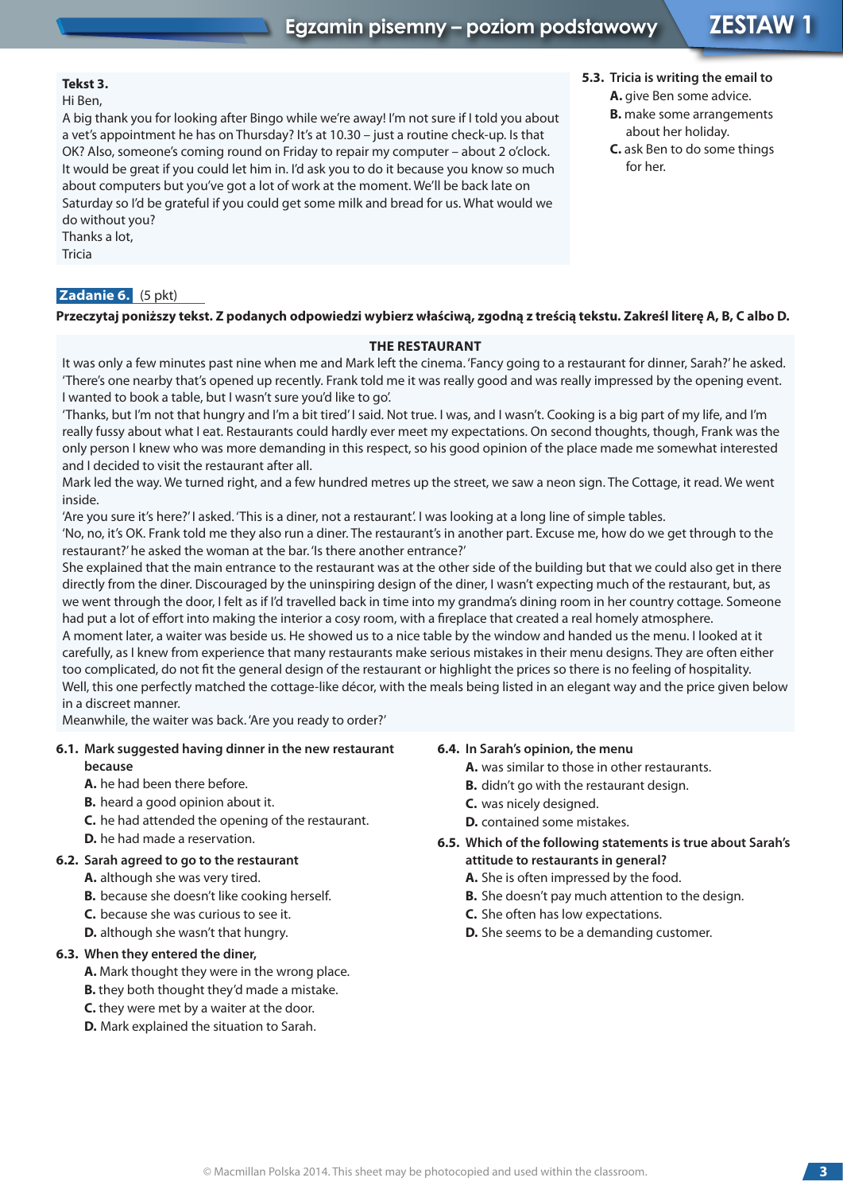**Tekst 3.**

Hi Ben,

A big thank you for looking after Bingo while we're away! I'm not sure if I told you about a vet's appointment he has on Thursday? It's at 10.30 – just a routine check-up. Is that OK? Also, someone's coming round on Friday to repair my computer – about 2 o'clock. It would be great if you could let him in. I'd ask you to do it because you know so much about computers but you've got a lot of work at the moment. We'll be back late on Saturday so I'd be grateful if you could get some milk and bread for us. What would we do without you?

Thanks a lot,

Tricia

**5.3. Tricia is writing the email to**

**A.** give Ben some advice.
**B.** make some arrangements about her holiday.
**C.** ask Ben to do some things for her.

**Zadanie 6.** (5 pkt)

**Przeczytaj poniższy tekst. Z podanych odpowiedzi wybierz właściwą, zgodną z treścią tekstu. Zakreśl literę A, B, C albo D.**

**THE RESTAURANT**

It was only a few minutes past nine when me and Mark left the cinema. 'Fancy going to a restaurant for dinner, Sarah?' he asked. 'There's one nearby that's opened up recently. Frank told me it was really good and was really impressed by the opening event. I wanted to book a table, but I wasn't sure you'd like to go'.

'Thanks, but I'm not that hungry and I'm a bit tired' I said. Not true. I was, and I wasn't. Cooking is a big part of my life, and I'm really fussy about what I eat. Restaurants could hardly ever meet my expectations. On second thoughts, though, Frank was the only person I knew who was more demanding in this respect, so his good opinion of the place made me somewhat interested and I decided to visit the restaurant after all.

Mark led the way. We turned right, and a few hundred metres up the street, we saw a neon sign. The Cottage, it read. We went inside.

'Are you sure it's here?' I asked. 'This is a diner, not a restaurant'. I was looking at a long line of simple tables.

'No, no, it's OK. Frank told me they also run a diner. The restaurant's in another part. Excuse me, how do we get through to the restaurant?' he asked the woman at the bar. 'Is there another entrance?'

She explained that the main entrance to the restaurant was at the other side of the building but that we could also get in there directly from the diner. Discouraged by the uninspiring design of the diner, I wasn't expecting much of the restaurant, but, as we went through the door, I felt as if I'd travelled back in time into my grandma's dining room in her country cottage. Someone had put a lot of effort into making the interior a cosy room, with a fireplace that created a real homely atmosphere.

A moment later, a waiter was beside us. He showed us to a nice table by the window and handed us the menu. I looked at it carefully, as I knew from experience that many restaurants make serious mistakes in their menu designs. They are often either too complicated, do not fit the general design of the restaurant or highlight the prices so there is no feeling of hospitality. Well, this one perfectly matched the cottage-like décor, with the meals being listed in an elegant way and the price given below in a discreet manner.

Meanwhile, the waiter was back. 'Are you ready to order?'

**6.1. Mark suggested having dinner in the new restaurant because**

**A.** he had been there before.
**B.** heard a good opinion about it.
**C.** he had attended the opening of the restaurant.
**D.** he had made a reservation.

**6.2. Sarah agreed to go to the restaurant**

**A.** although she was very tired.
**B.** because she doesn't like cooking herself.
**C.** because she was curious to see it.
**D.** although she wasn't that hungry.

**6.3. When they entered the diner,**

**A.** Mark thought they were in the wrong place.
**B.** they both thought they'd made a mistake.
**C.** they were met by a waiter at the door.
**D.** Mark explained the situation to Sarah.

**6.4. In Sarah's opinion, the menu**

**A.** was similar to those in other restaurants.
**B.** didn't go with the restaurant design.
**C.** was nicely designed.
**D.** contained some mistakes.

**6.5. Which of the following statements is true about Sarah's attitude to restaurants in general?**

**A.** She is often impressed by the food.
**B.** She doesn't pay much attention to the design.
**C.** She often has low expectations.
**D.** She seems to be a demanding customer.

© Macmillan Polska 2014. This sheet may be photocopied and used within the classroom.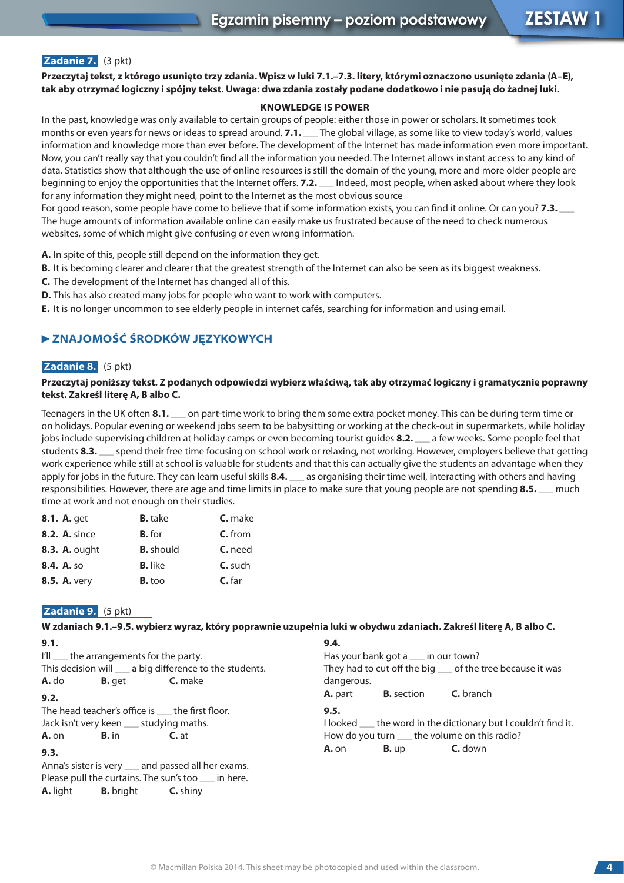**Zadanie 7.** (3 pkt)

**Przeczytaj tekst, z którego usunięto trzy zdania. Wpisz w luki 7.1.–7.3. litery, którymi oznaczono usunięte zdania (A–E), tak aby otrzymać logiczny i spójny tekst. Uwaga: dwa zdania zostały podane dodatkowo i nie pasują do żadnej luki.**

**KNOWLEDGE IS POWER**

In the past, knowledge was only available to certain groups of people: either those in power or scholars. It sometimes took months or even years for news or ideas to spread around. **7.1.** ___ The global village, as some like to view today's world, values information and knowledge more than ever before. The development of the Internet has made information even more important. Now, you can't really say that you couldn't find all the information you needed. The Internet allows instant access to any kind of data. Statistics show that although the use of online resources is still the domain of the young, more and more older people are beginning to enjoy the opportunities that the Internet offers. **7.2.** ___ Indeed, most people, when asked about where they look for any information they might need, point to the Internet as the most obvious source

For good reason, some people have come to believe that if some information exists, you can find it online. Or can you? **7.3.** ___ The huge amounts of information available online can easily make us frustrated because of the need to check numerous websites, some of which might give confusing or even wrong information.

**A.** In spite of this, people still depend on the information they get.
**B.** It is becoming clearer and clearer that the greatest strength of the Internet can also be seen as its biggest weakness.
**C.** The development of the Internet has changed all of this.
**D.** This has also created many jobs for people who want to work with computers.
**E.** It is no longer uncommon to see elderly people in internet cafés, searching for information and using email.

## ▶ ZNAJOMOŚĆ ŚRODKÓW JĘZYKOWYCH

**Zadanie 8.** (5 pkt)

**Przeczytaj poniższy tekst. Z podanych odpowiedzi wybierz właściwą, tak aby otrzymać logiczny i gramatycznie poprawny tekst. Zakreśl literę A, B albo C.**

Teenagers in the UK often **8.1.** ___ on part-time work to bring them some extra pocket money. This can be during term time or on holidays. Popular evening or weekend jobs seem to be babysitting or working at the check-out in supermarkets, while holiday jobs include supervising children at holiday camps or even becoming tourist guides **8.2.** ___ a few weeks. Some people feel that students **8.3.** ___ spend their free time focusing on school work or relaxing, not working. However, employers believe that getting work experience while still at school is valuable for students and that this can actually give the students an advantage when they apply for jobs in the future. They can learn useful skills **8.4.** ___ as organising their time well, interacting with others and having responsibilities. However, there are age and time limits in place to make sure that young people are not spending **8.5.** ___ much time at work and not enough on their studies.

| | | | |
|---|---|---|---|
| **8.1.** | **A.** get | **B.** take | **C.** make |
| **8.2.** | **A.** since | **B.** for | **C.** from |
| **8.3.** | **A.** ought | **B.** should | **C.** need |
| **8.4.** | **A.** so | **B.** like | **C.** such |
| **8.5.** | **A.** very | **B.** too | **C.** far |

**Zadanie 9.** (5 pkt)

**W zdaniach 9.1.–9.5. wybierz wyraz, który poprawnie uzupełnia luki w obydwu zdaniach. Zakreśl literę A, B albo C.**

**9.1.**
I'll ___ the arrangements for the party.
This decision will ___ a big difference to the students.
**A.** do **B.** get **C.** make

**9.2.**
The head teacher's office is ___ the first floor.
Jack isn't very keen ___ studying maths.
**A.** on **B.** in **C.** at

**9.3.**
Anna's sister is very ___ and passed all her exams.
Please pull the curtains. The sun's too ___ in here.
**A.** light **B.** bright **C.** shiny

**9.4.**
Has your bank got a ___ in our town?
They had to cut off the big ___ of the tree because it was dangerous.
**A.** part **B.** section **C.** branch

**9.5.**
I looked ___ the word in the dictionary but I couldn't find it.
How do you turn ___ the volume on this radio?
**A.** on **B.** up **C.** down

© Macmillan Polska 2014. This sheet may be photocopied and used within the classroom.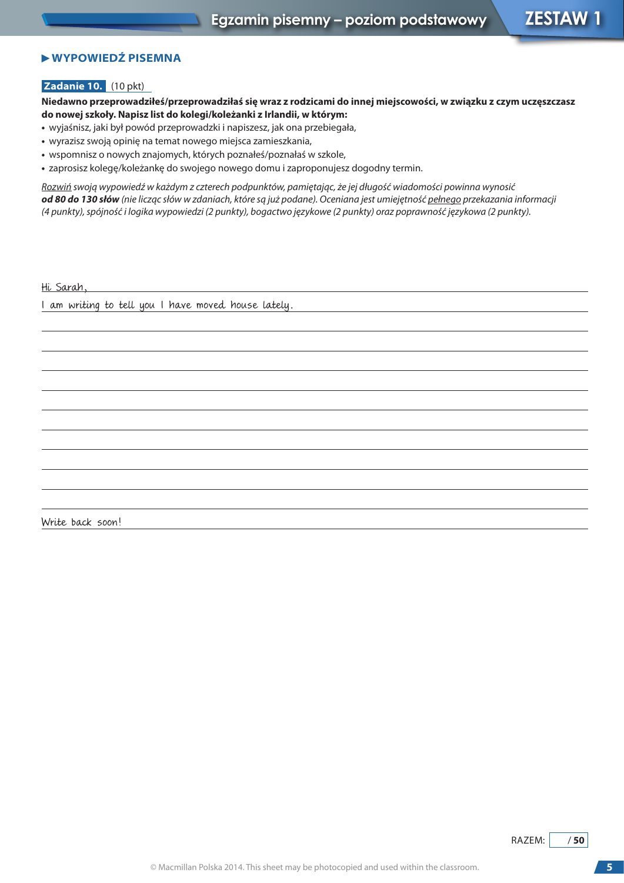## ▶ WYPOWIEDŹ PISEMNA

**Zadanie 10.** (10 pkt)

**Niedawno przeprowadziłeś/przeprowadziłaś się wraz z rodzicami do innej miejscowości, w związku z czym uczęszczasz do nowej szkoły. Napisz list do kolegi/koleżanki z Irlandii, w którym:**

- wyjaśnisz, jaki był powód przeprowadzki i napiszesz, jak ona przebiegała,
- wyrazisz swoją opinię na temat nowego miejsca zamieszkania,
- wspomnisz o nowych znajomych, których poznałeś/poznałaś w szkole,
- zaprosisz kolegę/koleżankę do swojego nowego domu i zaproponujesz dogodny termin.

*Rozwiń swoją wypowiedź w każdym z czterech podpunktów, pamiętając, że jej długość wiadomości powinna wynosić **od 80 do 130 słów** (nie licząc słów w zdaniach, które są już podane). Oceniana jest umiejętność pełnego przekazania informacji (4 punkty), spójność i logika wypowiedzi (2 punkty), bogactwo językowe (2 punkty) oraz poprawność językowa (2 punkty).*

Hi Sarah,

I am writing to tell you I have moved house lately.

Write back soon!

RAZEM: ___ / **50**

© Macmillan Polska 2014. This sheet may be photocopied and used within the classroom.